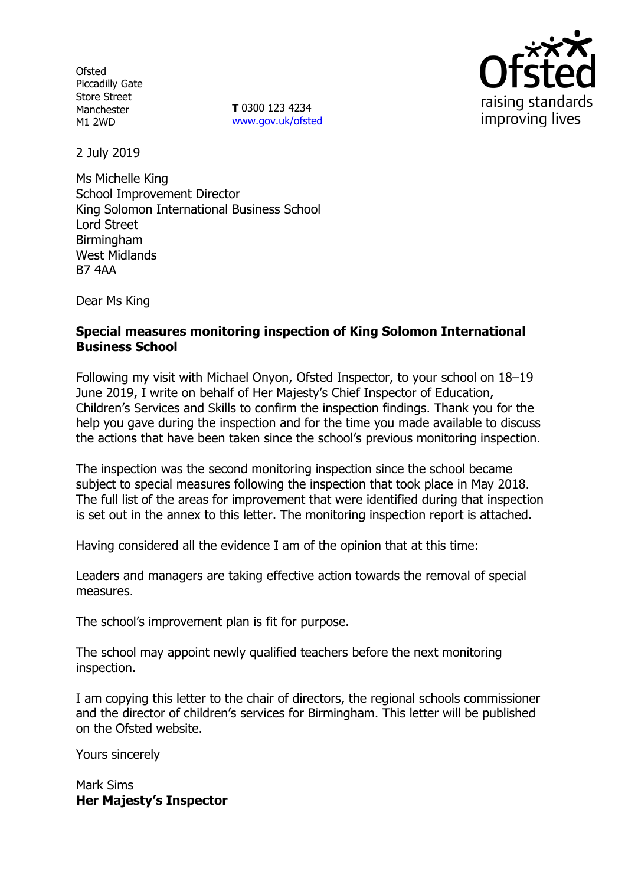Ofsted
Piccadilly Gate
Store Street
Manchester
M1 2WD

**T** 0300 123 4234
www.gov.uk/ofsted

2 July 2019

Ms Michelle King
School Improvement Director
King Solomon International Business School
Lord Street
Birmingham
West Midlands
B7 4AA

Dear Ms King

**Special measures monitoring inspection of King Solomon International Business School**

Following my visit with Michael Onyon, Ofsted Inspector, to your school on 18–19 June 2019, I write on behalf of Her Majesty's Chief Inspector of Education, Children's Services and Skills to confirm the inspection findings. Thank you for the help you gave during the inspection and for the time you made available to discuss the actions that have been taken since the school's previous monitoring inspection.

The inspection was the second monitoring inspection since the school became subject to special measures following the inspection that took place in May 2018. The full list of the areas for improvement that were identified during that inspection is set out in the annex to this letter. The monitoring inspection report is attached.

Having considered all the evidence I am of the opinion that at this time:

Leaders and managers are taking effective action towards the removal of special measures.

The school's improvement plan is fit for purpose.

The school may appoint newly qualified teachers before the next monitoring inspection.

I am copying this letter to the chair of directors, the regional schools commissioner and the director of children's services for Birmingham. This letter will be published on the Ofsted website.

Yours sincerely

Mark Sims
**Her Majesty's Inspector**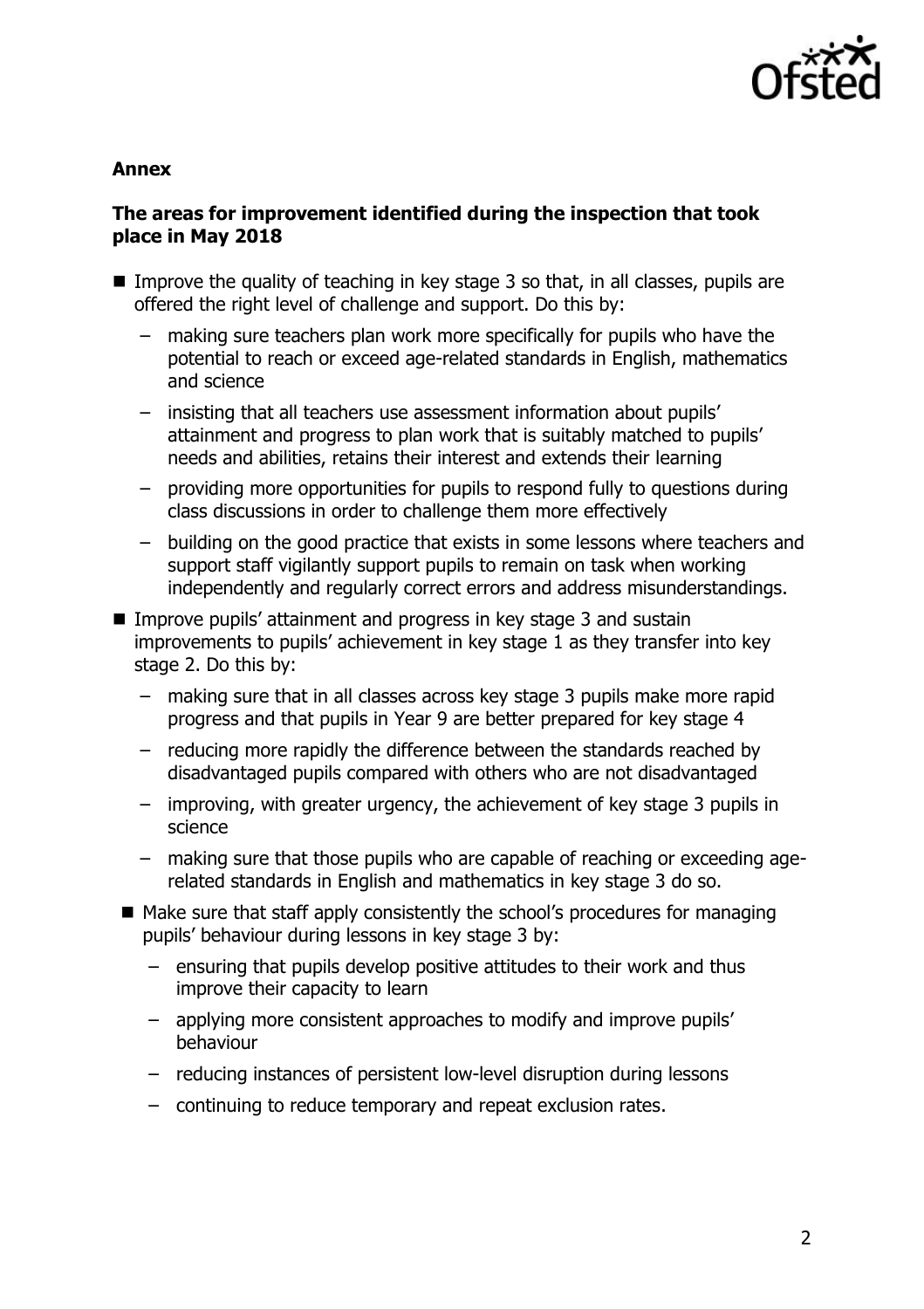## Annex

### The areas for improvement identified during the inspection that took place in May 2018

- Improve the quality of teaching in key stage 3 so that, in all classes, pupils are offered the right level of challenge and support. Do this by:
  - making sure teachers plan work more specifically for pupils who have the potential to reach or exceed age-related standards in English, mathematics and science
  - insisting that all teachers use assessment information about pupils' attainment and progress to plan work that is suitably matched to pupils' needs and abilities, retains their interest and extends their learning
  - providing more opportunities for pupils to respond fully to questions during class discussions in order to challenge them more effectively
  - building on the good practice that exists in some lessons where teachers and support staff vigilantly support pupils to remain on task when working independently and regularly correct errors and address misunderstandings.
- Improve pupils' attainment and progress in key stage 3 and sustain improvements to pupils' achievement in key stage 1 as they transfer into key stage 2. Do this by:
  - making sure that in all classes across key stage 3 pupils make more rapid progress and that pupils in Year 9 are better prepared for key stage 4
  - reducing more rapidly the difference between the standards reached by disadvantaged pupils compared with others who are not disadvantaged
  - improving, with greater urgency, the achievement of key stage 3 pupils in science
  - making sure that those pupils who are capable of reaching or exceeding age-related standards in English and mathematics in key stage 3 do so.
- Make sure that staff apply consistently the school's procedures for managing pupils' behaviour during lessons in key stage 3 by:
  - ensuring that pupils develop positive attitudes to their work and thus improve their capacity to learn
  - applying more consistent approaches to modify and improve pupils' behaviour
  - reducing instances of persistent low-level disruption during lessons
  - continuing to reduce temporary and repeat exclusion rates.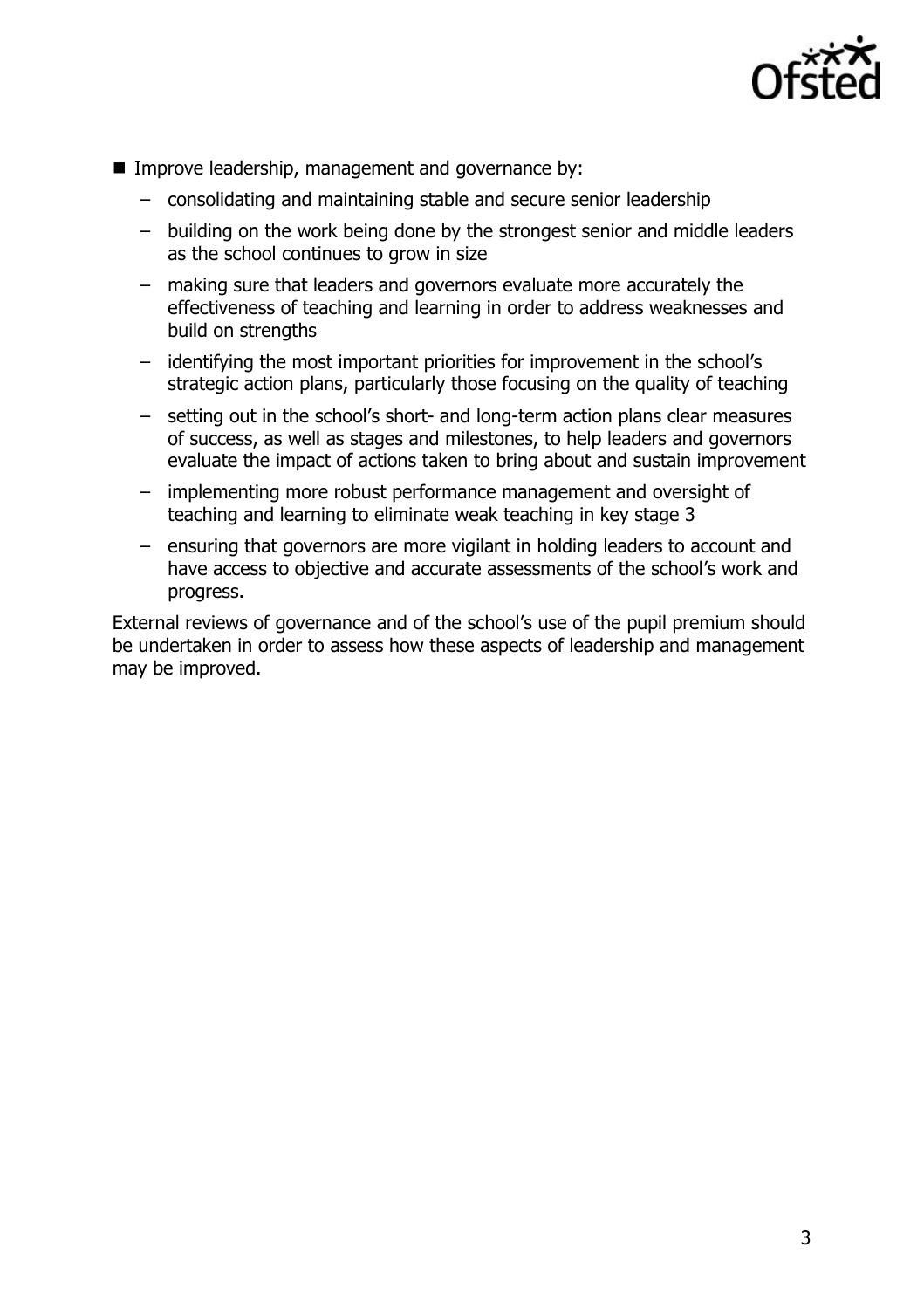- Improve leadership, management and governance by:
  - consolidating and maintaining stable and secure senior leadership
  - building on the work being done by the strongest senior and middle leaders as the school continues to grow in size
  - making sure that leaders and governors evaluate more accurately the effectiveness of teaching and learning in order to address weaknesses and build on strengths
  - identifying the most important priorities for improvement in the school's strategic action plans, particularly those focusing on the quality of teaching
  - setting out in the school's short- and long-term action plans clear measures of success, as well as stages and milestones, to help leaders and governors evaluate the impact of actions taken to bring about and sustain improvement
  - implementing more robust performance management and oversight of teaching and learning to eliminate weak teaching in key stage 3
  - ensuring that governors are more vigilant in holding leaders to account and have access to objective and accurate assessments of the school's work and progress.

External reviews of governance and of the school's use of the pupil premium should be undertaken in order to assess how these aspects of leadership and management may be improved.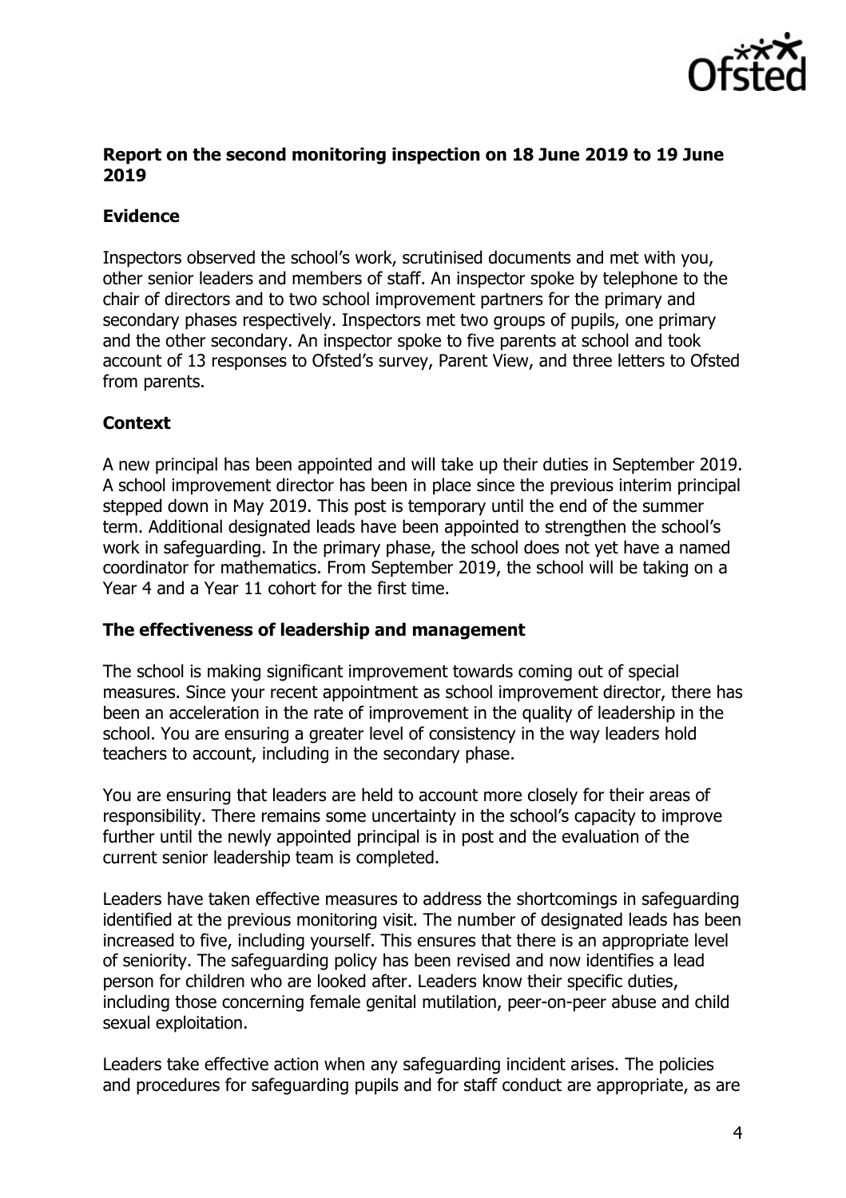**Report on the second monitoring inspection on 18 June 2019 to 19 June 2019**

**Evidence**

Inspectors observed the school's work, scrutinised documents and met with you, other senior leaders and members of staff. An inspector spoke by telephone to the chair of directors and to two school improvement partners for the primary and secondary phases respectively. Inspectors met two groups of pupils, one primary and the other secondary. An inspector spoke to five parents at school and took account of 13 responses to Ofsted's survey, Parent View, and three letters to Ofsted from parents.

**Context**

A new principal has been appointed and will take up their duties in September 2019. A school improvement director has been in place since the previous interim principal stepped down in May 2019. This post is temporary until the end of the summer term. Additional designated leads have been appointed to strengthen the school's work in safeguarding. In the primary phase, the school does not yet have a named coordinator for mathematics. From September 2019, the school will be taking on a Year 4 and a Year 11 cohort for the first time.

**The effectiveness of leadership and management**

The school is making significant improvement towards coming out of special measures. Since your recent appointment as school improvement director, there has been an acceleration in the rate of improvement in the quality of leadership in the school. You are ensuring a greater level of consistency in the way leaders hold teachers to account, including in the secondary phase.

You are ensuring that leaders are held to account more closely for their areas of responsibility. There remains some uncertainty in the school's capacity to improve further until the newly appointed principal is in post and the evaluation of the current senior leadership team is completed.

Leaders have taken effective measures to address the shortcomings in safeguarding identified at the previous monitoring visit. The number of designated leads has been increased to five, including yourself. This ensures that there is an appropriate level of seniority. The safeguarding policy has been revised and now identifies a lead person for children who are looked after. Leaders know their specific duties, including those concerning female genital mutilation, peer-on-peer abuse and child sexual exploitation.

Leaders take effective action when any safeguarding incident arises. The policies and procedures for safeguarding pupils and for staff conduct are appropriate, as are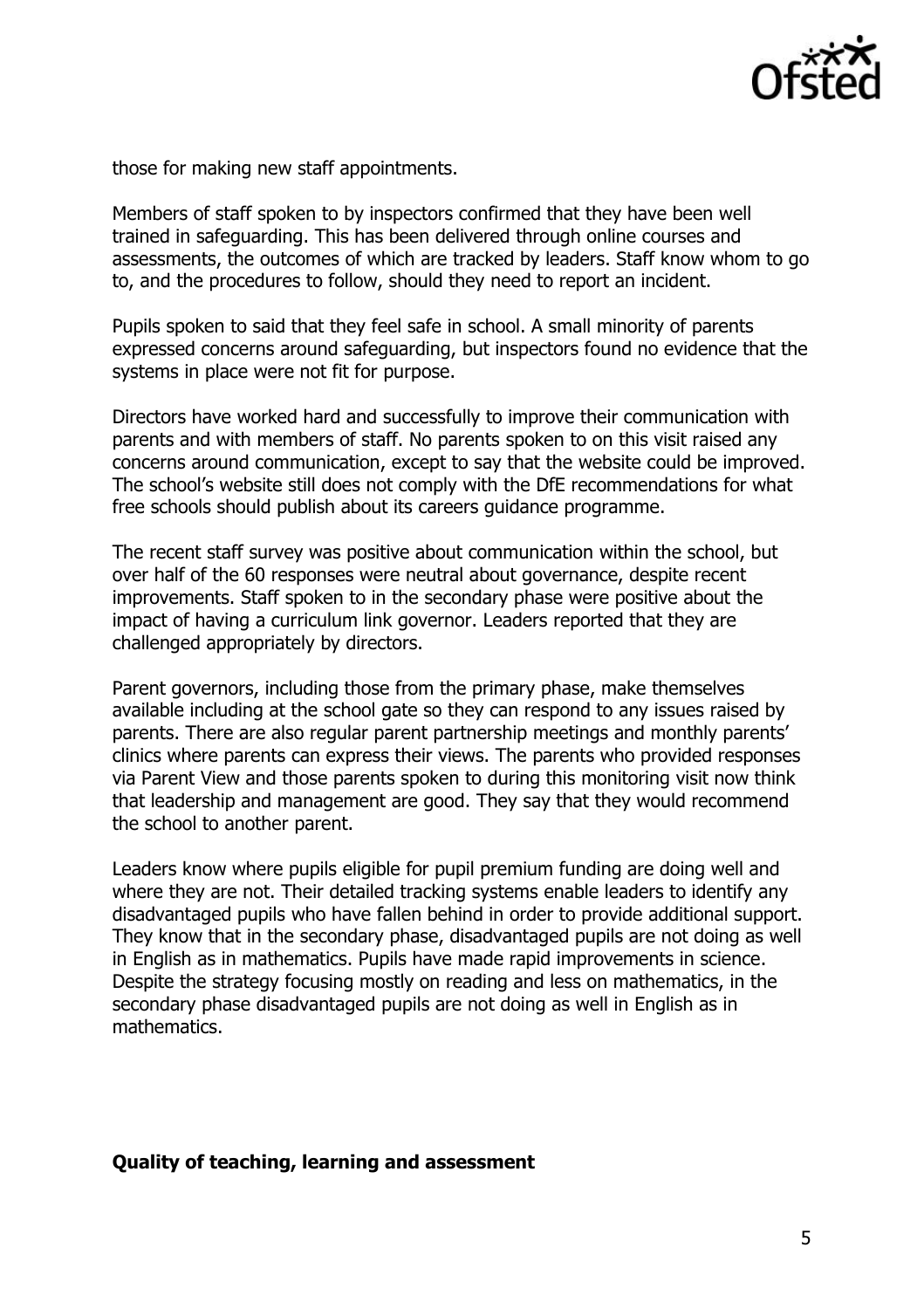those for making new staff appointments.

Members of staff spoken to by inspectors confirmed that they have been well trained in safeguarding. This has been delivered through online courses and assessments, the outcomes of which are tracked by leaders. Staff know whom to go to, and the procedures to follow, should they need to report an incident.

Pupils spoken to said that they feel safe in school. A small minority of parents expressed concerns around safeguarding, but inspectors found no evidence that the systems in place were not fit for purpose.

Directors have worked hard and successfully to improve their communication with parents and with members of staff. No parents spoken to on this visit raised any concerns around communication, except to say that the website could be improved. The school's website still does not comply with the DfE recommendations for what free schools should publish about its careers guidance programme.

The recent staff survey was positive about communication within the school, but over half of the 60 responses were neutral about governance, despite recent improvements. Staff spoken to in the secondary phase were positive about the impact of having a curriculum link governor. Leaders reported that they are challenged appropriately by directors.

Parent governors, including those from the primary phase, make themselves available including at the school gate so they can respond to any issues raised by parents. There are also regular parent partnership meetings and monthly parents' clinics where parents can express their views. The parents who provided responses via Parent View and those parents spoken to during this monitoring visit now think that leadership and management are good. They say that they would recommend the school to another parent.

Leaders know where pupils eligible for pupil premium funding are doing well and where they are not. Their detailed tracking systems enable leaders to identify any disadvantaged pupils who have fallen behind in order to provide additional support. They know that in the secondary phase, disadvantaged pupils are not doing as well in English as in mathematics. Pupils have made rapid improvements in science. Despite the strategy focusing mostly on reading and less on mathematics, in the secondary phase disadvantaged pupils are not doing as well in English as in mathematics.

**Quality of teaching, learning and assessment**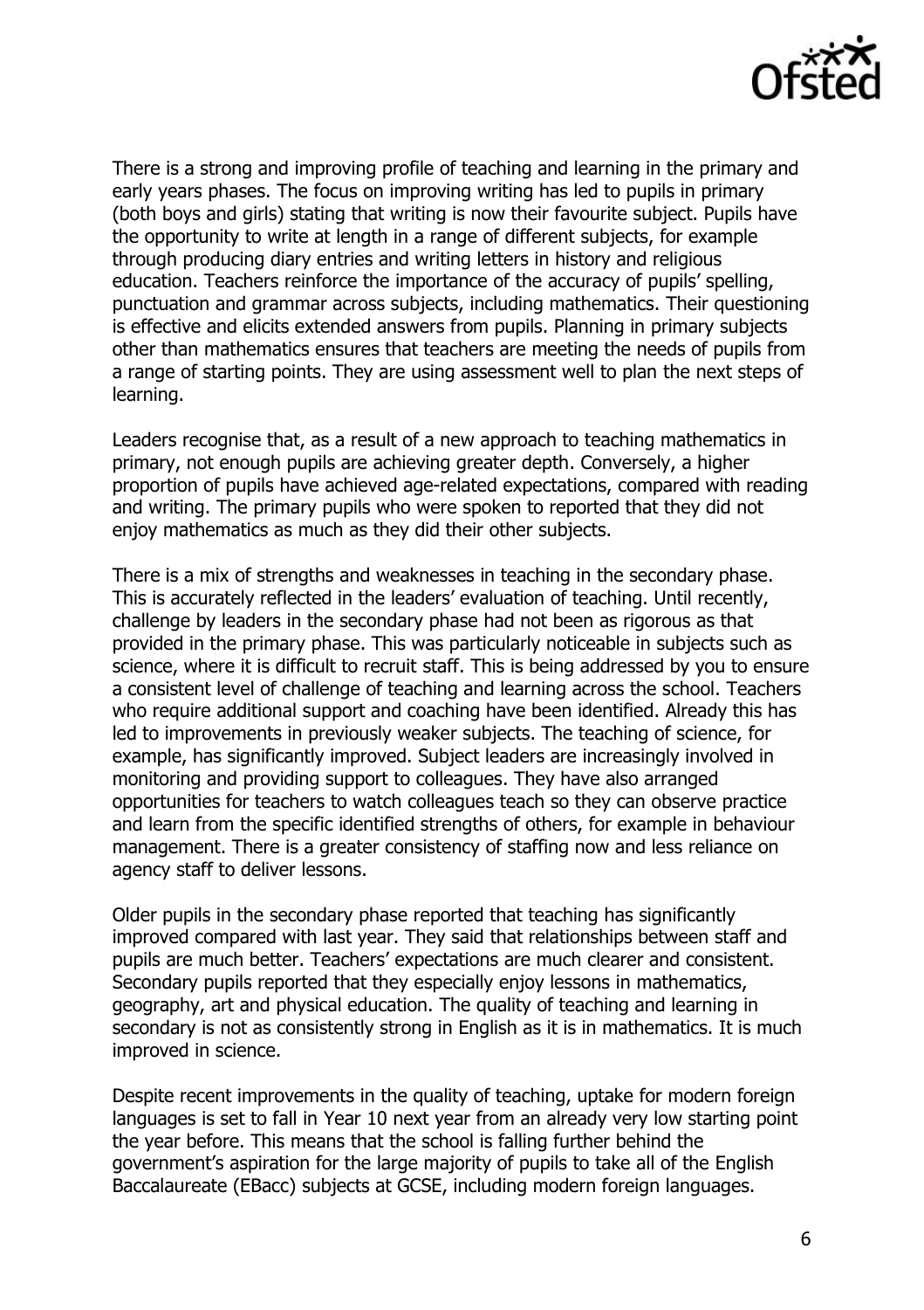There is a strong and improving profile of teaching and learning in the primary and early years phases. The focus on improving writing has led to pupils in primary (both boys and girls) stating that writing is now their favourite subject. Pupils have the opportunity to write at length in a range of different subjects, for example through producing diary entries and writing letters in history and religious education. Teachers reinforce the importance of the accuracy of pupils' spelling, punctuation and grammar across subjects, including mathematics. Their questioning is effective and elicits extended answers from pupils. Planning in primary subjects other than mathematics ensures that teachers are meeting the needs of pupils from a range of starting points. They are using assessment well to plan the next steps of learning.

Leaders recognise that, as a result of a new approach to teaching mathematics in primary, not enough pupils are achieving greater depth. Conversely, a higher proportion of pupils have achieved age-related expectations, compared with reading and writing. The primary pupils who were spoken to reported that they did not enjoy mathematics as much as they did their other subjects.

There is a mix of strengths and weaknesses in teaching in the secondary phase. This is accurately reflected in the leaders' evaluation of teaching. Until recently, challenge by leaders in the secondary phase had not been as rigorous as that provided in the primary phase. This was particularly noticeable in subjects such as science, where it is difficult to recruit staff. This is being addressed by you to ensure a consistent level of challenge of teaching and learning across the school. Teachers who require additional support and coaching have been identified. Already this has led to improvements in previously weaker subjects. The teaching of science, for example, has significantly improved. Subject leaders are increasingly involved in monitoring and providing support to colleagues. They have also arranged opportunities for teachers to watch colleagues teach so they can observe practice and learn from the specific identified strengths of others, for example in behaviour management. There is a greater consistency of staffing now and less reliance on agency staff to deliver lessons.

Older pupils in the secondary phase reported that teaching has significantly improved compared with last year. They said that relationships between staff and pupils are much better. Teachers' expectations are much clearer and consistent. Secondary pupils reported that they especially enjoy lessons in mathematics, geography, art and physical education. The quality of teaching and learning in secondary is not as consistently strong in English as it is in mathematics. It is much improved in science.

Despite recent improvements in the quality of teaching, uptake for modern foreign languages is set to fall in Year 10 next year from an already very low starting point the year before. This means that the school is falling further behind the government's aspiration for the large majority of pupils to take all of the English Baccalaureate (EBacc) subjects at GCSE, including modern foreign languages.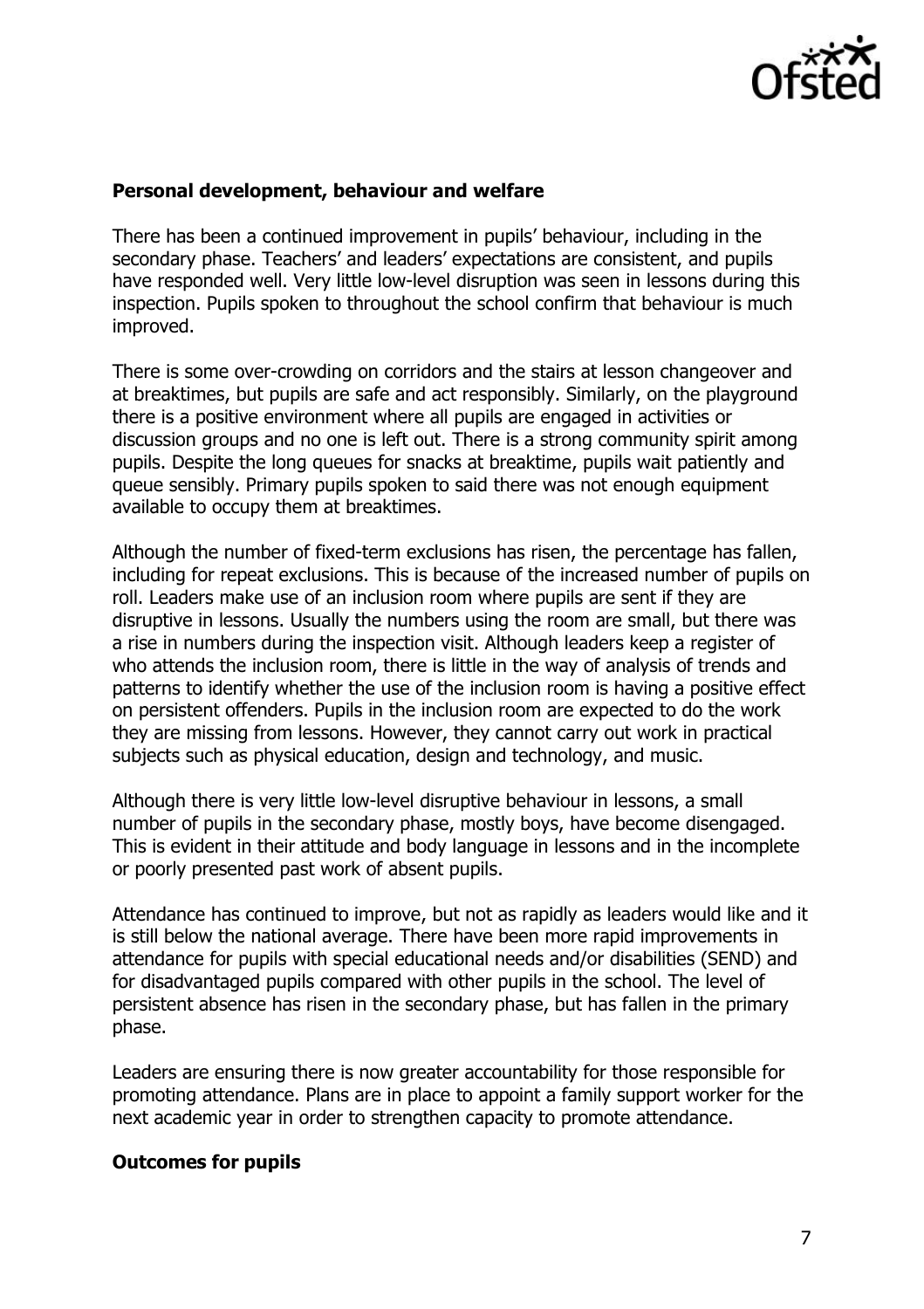### Personal development, behaviour and welfare

There has been a continued improvement in pupils' behaviour, including in the secondary phase. Teachers' and leaders' expectations are consistent, and pupils have responded well. Very little low-level disruption was seen in lessons during this inspection. Pupils spoken to throughout the school confirm that behaviour is much improved.

There is some over-crowding on corridors and the stairs at lesson changeover and at breaktimes, but pupils are safe and act responsibly. Similarly, on the playground there is a positive environment where all pupils are engaged in activities or discussion groups and no one is left out. There is a strong community spirit among pupils. Despite the long queues for snacks at breaktime, pupils wait patiently and queue sensibly. Primary pupils spoken to said there was not enough equipment available to occupy them at breaktimes.

Although the number of fixed-term exclusions has risen, the percentage has fallen, including for repeat exclusions. This is because of the increased number of pupils on roll. Leaders make use of an inclusion room where pupils are sent if they are disruptive in lessons. Usually the numbers using the room are small, but there was a rise in numbers during the inspection visit. Although leaders keep a register of who attends the inclusion room, there is little in the way of analysis of trends and patterns to identify whether the use of the inclusion room is having a positive effect on persistent offenders. Pupils in the inclusion room are expected to do the work they are missing from lessons. However, they cannot carry out work in practical subjects such as physical education, design and technology, and music.

Although there is very little low-level disruptive behaviour in lessons, a small number of pupils in the secondary phase, mostly boys, have become disengaged. This is evident in their attitude and body language in lessons and in the incomplete or poorly presented past work of absent pupils.

Attendance has continued to improve, but not as rapidly as leaders would like and it is still below the national average. There have been more rapid improvements in attendance for pupils with special educational needs and/or disabilities (SEND) and for disadvantaged pupils compared with other pupils in the school. The level of persistent absence has risen in the secondary phase, but has fallen in the primary phase.

Leaders are ensuring there is now greater accountability for those responsible for promoting attendance. Plans are in place to appoint a family support worker for the next academic year in order to strengthen capacity to promote attendance.

### Outcomes for pupils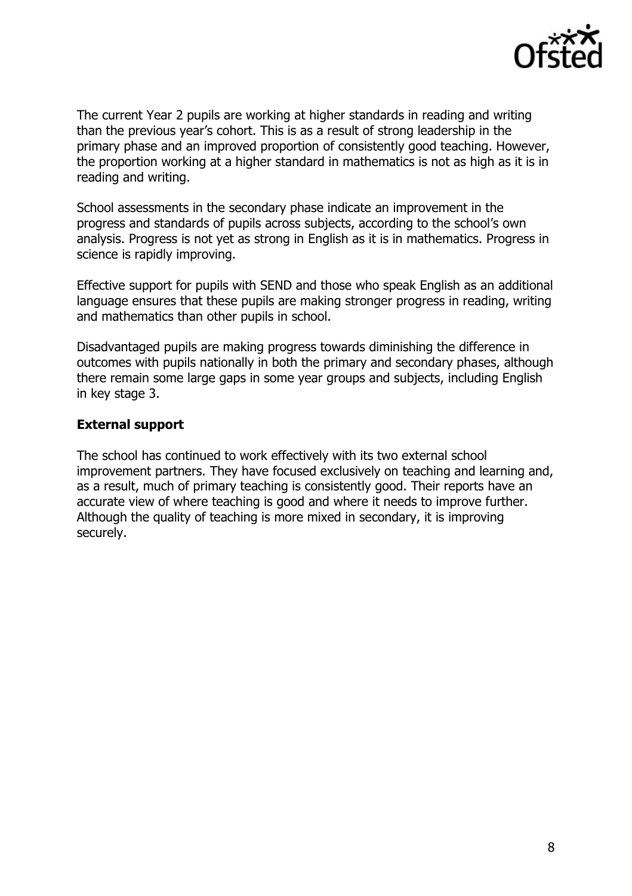The current Year 2 pupils are working at higher standards in reading and writing than the previous year's cohort. This is as a result of strong leadership in the primary phase and an improved proportion of consistently good teaching. However, the proportion working at a higher standard in mathematics is not as high as it is in reading and writing.

School assessments in the secondary phase indicate an improvement in the progress and standards of pupils across subjects, according to the school's own analysis. Progress is not yet as strong in English as it is in mathematics. Progress in science is rapidly improving.

Effective support for pupils with SEND and those who speak English as an additional language ensures that these pupils are making stronger progress in reading, writing and mathematics than other pupils in school.

Disadvantaged pupils are making progress towards diminishing the difference in outcomes with pupils nationally in both the primary and secondary phases, although there remain some large gaps in some year groups and subjects, including English in key stage 3.

**External support**

The school has continued to work effectively with its two external school improvement partners. They have focused exclusively on teaching and learning and, as a result, much of primary teaching is consistently good. Their reports have an accurate view of where teaching is good and where it needs to improve further. Although the quality of teaching is more mixed in secondary, it is improving securely.